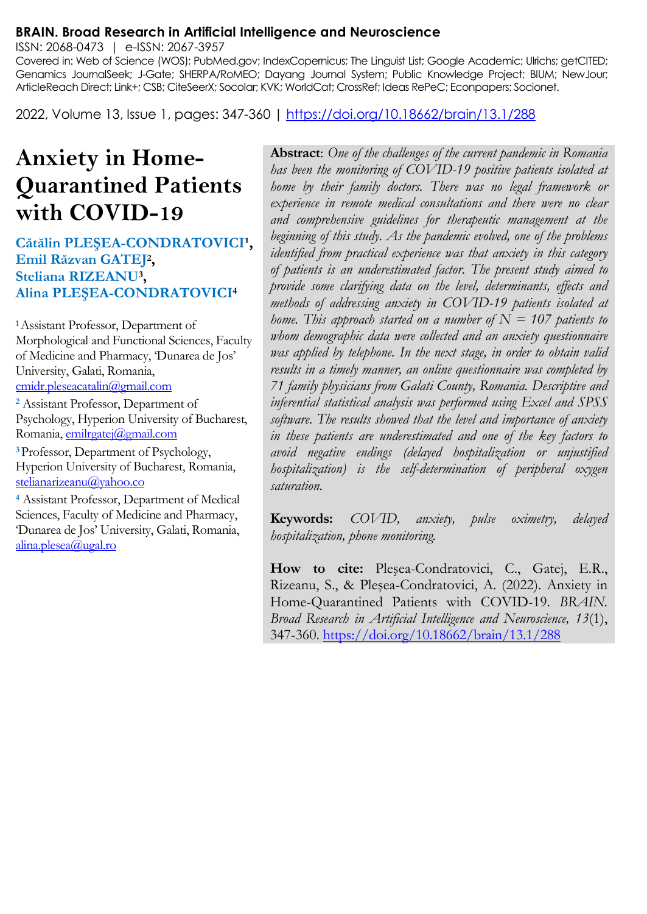**BRAIN. Broad Research in Artificial Intelligence and Neuroscience**

ISSN: 2068-0473 | e-ISSN: 2067-3957

Covered in: Web of Science (WOS); PubMed.gov; IndexCopernicus; The Linguist List; Google Academic; Ulrichs; getCITED; Genamics JournalSeek; J-Gate; SHERPA/RoMEO; Dayang Journal System; Public Knowledge Project; BIUM; NewJour; ArticleReach Direct; Link+; CSB; CiteSeerX; Socolar; KVK; WorldCat; CrossRef; Ideas RePeC; Econpapers; Socionet.

2022, Volume 13, Issue 1, pages: 347-360 | https://doi.org/10.18662/brain/13.1/288

# Anxiety in Home-Quarantined Patients with COVID-19

**Cătălin PLEŞEA-CONDRATOVICI**[1], **Emil Răzvan GATEJ**[2], **Steliana RIZEANU**[3], **Alina PLEŞEA-CONDRATOVICI**[4]

[1] Assistant Professor, Department of Morphological and Functional Sciences, Faculty of Medicine and Pharmacy, 'Dunarea de Jos' University, Galati, Romania, cmidr.pleseacatalin@gmail.com

[2] Assistant Professor, Department of Psychology, Hyperion University of Bucharest, Romania, emilrgatej@gmail.com

[3] Professor, Department of Psychology, Hyperion University of Bucharest, Romania, stelianarizeanu@yahoo.co

[4] Assistant Professor, Department of Medical Sciences, Faculty of Medicine and Pharmacy, 'Dunarea de Jos' University, Galati, Romania, alina.plesea@ugal.ro

**Abstract**: *One of the challenges of the current pandemic in Romania has been the monitoring of COVID-19 positive patients isolated at home by their family doctors. There was no legal framework or experience in remote medical consultations and there were no clear and comprehensive guidelines for therapeutic management at the beginning of this study. As the pandemic evolved, one of the problems identified from practical experience was that anxiety in this category of patients is an underestimated factor. The present study aimed to provide some clarifying data on the level, determinants, effects and methods of addressing anxiety in COVID-19 patients isolated at home. This approach started on a number of N = 107 patients to whom demographic data were collected and an anxiety questionnaire was applied by telephone. In the next stage, in order to obtain valid results in a timely manner, an online questionnaire was completed by 71 family physicians from Galati County, Romania. Descriptive and inferential statistical analysis was performed using Excel and SPSS software. The results showed that the level and importance of anxiety in these patients are underestimated and one of the key factors to avoid negative endings (delayed hospitalization or unjustified hospitalization) is the self-determination of peripheral oxygen saturation.*

**Keywords:** *COVID, anxiety, pulse oximetry, delayed hospitalization, phone monitoring.*

**How to cite:** Pleşea-Condratovici, C., Gatej, E.R., Rizeanu, S., & Pleşea-Condratovici, A. (2022). Anxiety in Home-Quarantined Patients with COVID-19. *BRAIN. Broad Research in Artificial Intelligence and Neuroscience, 13*(1), 347-360. https://doi.org/10.18662/brain/13.1/288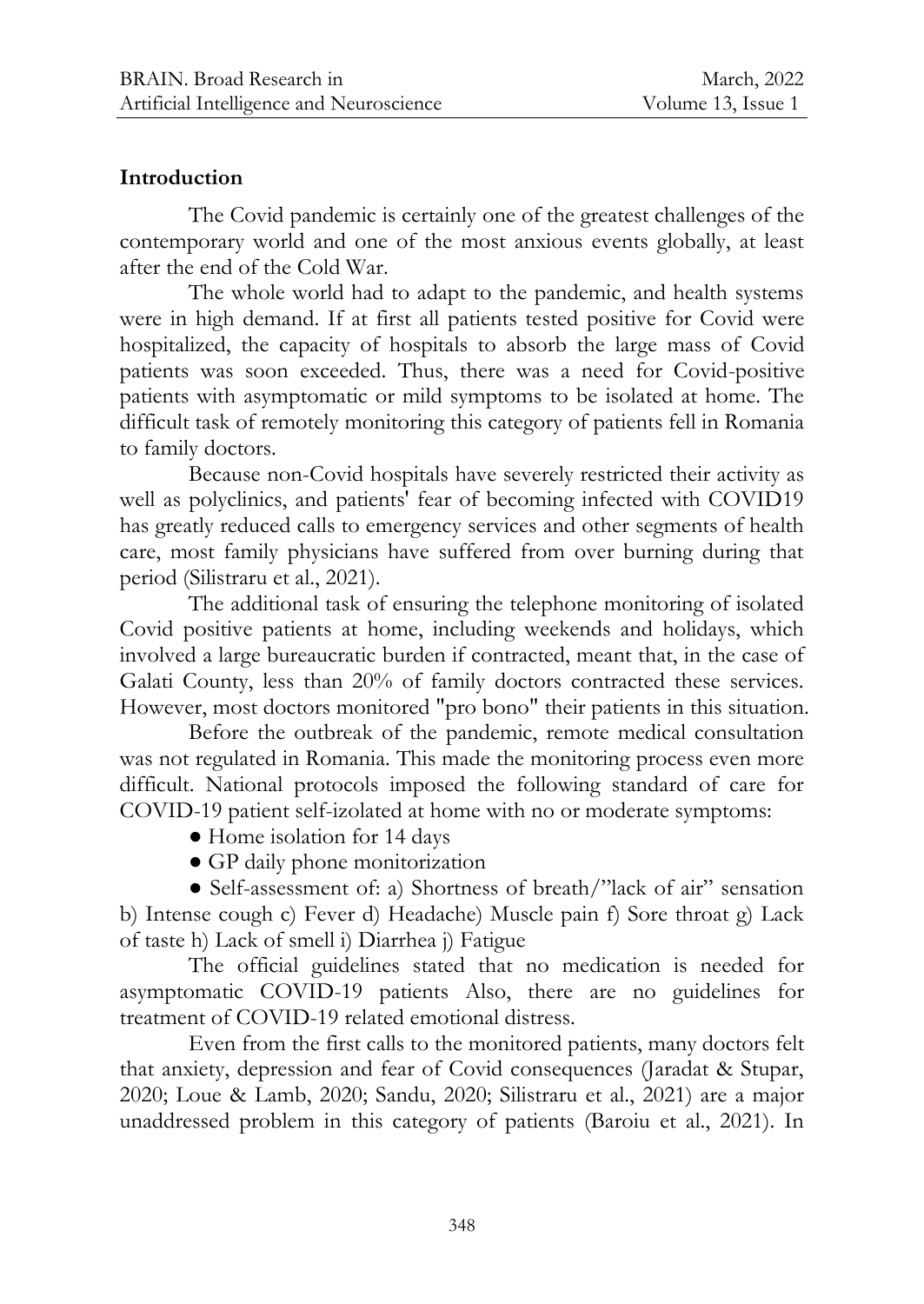## Introduction

The Covid pandemic is certainly one of the greatest challenges of the contemporary world and one of the most anxious events globally, at least after the end of the Cold War.

The whole world had to adapt to the pandemic, and health systems were in high demand. If at first all patients tested positive for Covid were hospitalized, the capacity of hospitals to absorb the large mass of Covid patients was soon exceeded. Thus, there was a need for Covid-positive patients with asymptomatic or mild symptoms to be isolated at home. The difficult task of remotely monitoring this category of patients fell in Romania to family doctors.

Because non-Covid hospitals have severely restricted their activity as well as polyclinics, and patients' fear of becoming infected with COVID19 has greatly reduced calls to emergency services and other segments of health care, most family physicians have suffered from over burning during that period (Silistraru et al., 2021).

The additional task of ensuring the telephone monitoring of isolated Covid positive patients at home, including weekends and holidays, which involved a large bureaucratic burden if contracted, meant that, in the case of Galati County, less than 20% of family doctors contracted these services. However, most doctors monitored "pro bono" their patients in this situation.

Before the outbreak of the pandemic, remote medical consultation was not regulated in Romania. This made the monitoring process even more difficult. National protocols imposed the following standard of care for COVID-19 patient self-izolated at home with no or moderate symptoms:

- Home isolation for 14 days
- GP daily phone monitorization
- Self-assessment of: a) Shortness of breath/"lack of air" sensation b) Intense cough c) Fever d) Headache) Muscle pain f) Sore throat g) Lack of taste h) Lack of smell i) Diarrhea j) Fatigue

The official guidelines stated that no medication is needed for asymptomatic COVID-19 patients Also, there are no guidelines for treatment of COVID-19 related emotional distress.

Even from the first calls to the monitored patients, many doctors felt that anxiety, depression and fear of Covid consequences (Jaradat & Stupar, 2020; Loue & Lamb, 2020; Sandu, 2020; Silistraru et al., 2021) are a major unaddressed problem in this category of patients (Baroiu et al., 2021). In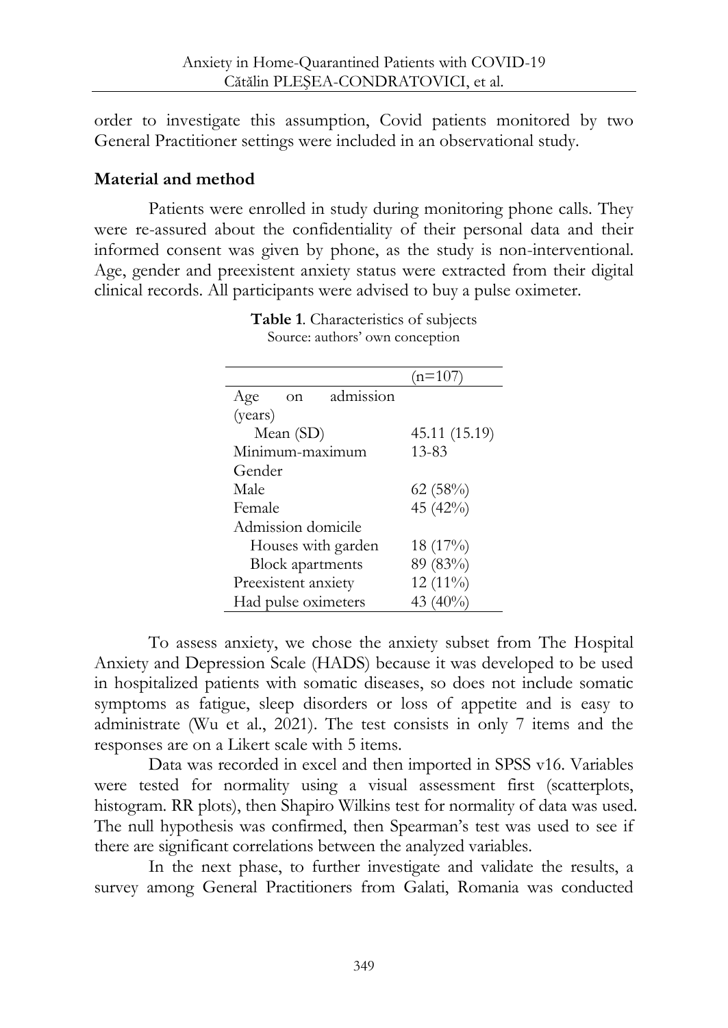order to investigate this assumption, Covid patients monitored by two General Practitioner settings were included in an observational study.

## Material and method

Patients were enrolled in study during monitoring phone calls. They were re-assured about the confidentiality of their personal data and their informed consent was given by phone, as the study is non-interventional. Age, gender and preexistent anxiety status were extracted from their digital clinical records. All participants were advised to buy a pulse oximeter.

**Table 1**. Characteristics of subjects
Source: authors' own conception

| | (n=107) |
|---|---|
| Age on admission (years) | |
| Mean (SD) | 45.11 (15.19) |
| Minimum-maximum | 13-83 |
| Gender | |
| Male | 62 (58%) |
| Female | 45 (42%) |
| Admission domicile | |
| Houses with garden | 18 (17%) |
| Block apartments | 89 (83%) |
| Preexistent anxiety | 12 (11%) |
| Had pulse oximeters | 43 (40%) |

To assess anxiety, we chose the anxiety subset from The Hospital Anxiety and Depression Scale (HADS) because it was developed to be used in hospitalized patients with somatic diseases, so does not include somatic symptoms as fatigue, sleep disorders or loss of appetite and is easy to administrate (Wu et al., 2021). The test consists in only 7 items and the responses are on a Likert scale with 5 items.

Data was recorded in excel and then imported in SPSS v16. Variables were tested for normality using a visual assessment first (scatterplots, histogram. RR plots), then Shapiro Wilkins test for normality of data was used. The null hypothesis was confirmed, then Spearman's test was used to see if there are significant correlations between the analyzed variables.

In the next phase, to further investigate and validate the results, a survey among General Practitioners from Galati, Romania was conducted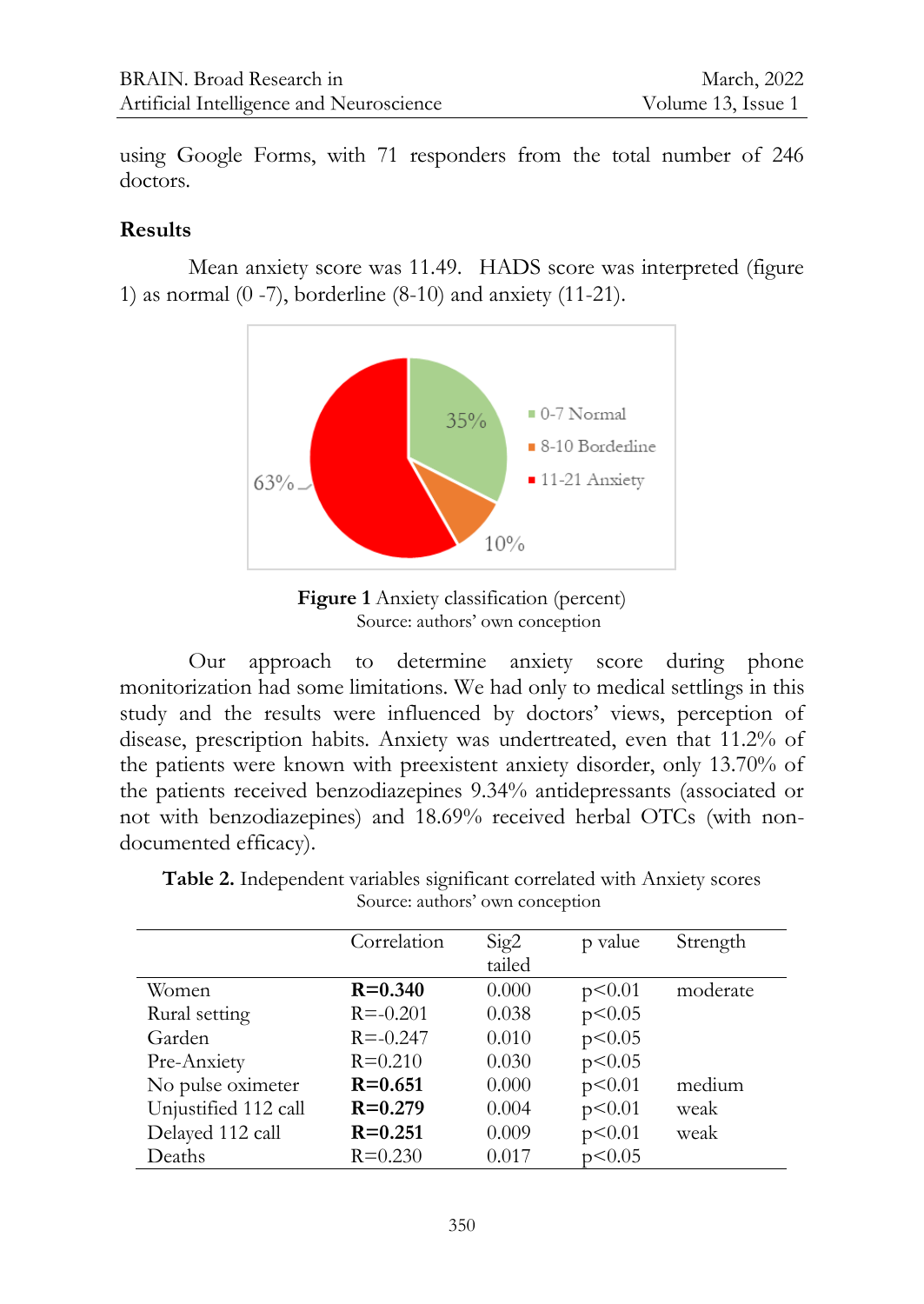using Google Forms, with 71 responders from the total number of 246 doctors.

## Results

Mean anxiety score was 11.49. HADS score was interpreted (figure 1) as normal (0 -7), borderline (8-10) and anxiety (11-21).

**Figure 1** Anxiety classification (percent)
Source: authors' own conception

Our approach to determine anxiety score during phone monitorization had some limitations. We had only to medical settlings in this study and the results were influenced by doctors' views, perception of disease, prescription habits. Anxiety was undertreated, even that 11.2% of the patients were known with preexistent anxiety disorder, only 13.70% of the patients received benzodiazepines 9.34% antidepressants (associated or not with benzodiazepines) and 18.69% received herbal OTCs (with non-documented efficacy).

**Table 2.** Independent variables significant correlated with Anxiety scores
Source: authors' own conception

| | Correlation | Sig2 tailed | p value | Strength |
|---|---|---|---|---|
| Women | **R=0.340** | 0.000 | p<0.01 | moderate |
| Rural setting | R=-0.201 | 0.038 | p<0.05 | |
| Garden | R=-0.247 | 0.010 | p<0.05 | |
| Pre-Anxiety | R=0.210 | 0.030 | p<0.05 | |
| No pulse oximeter | **R=0.651** | 0.000 | p<0.01 | medium |
| Unjustified 112 call | **R=0.279** | 0.004 | p<0.01 | weak |
| Delayed 112 call | **R=0.251** | 0.009 | p<0.01 | weak |
| Deaths | R=0.230 | 0.017 | p<0.05 | |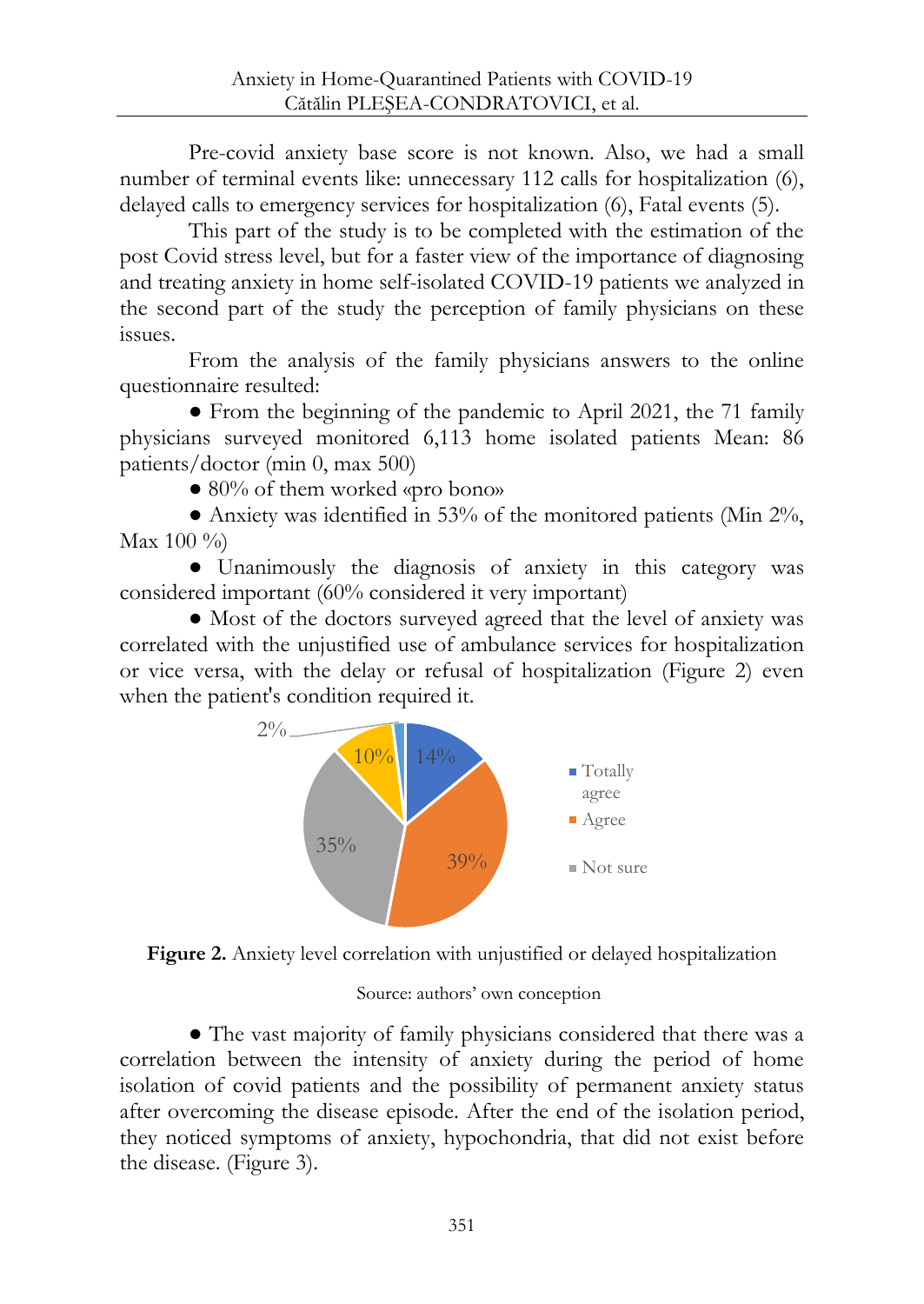Pre-covid anxiety base score is not known. Also, we had a small number of terminal events like: unnecessary 112 calls for hospitalization (6), delayed calls to emergency services for hospitalization (6), Fatal events (5).

This part of the study is to be completed with the estimation of the post Covid stress level, but for a faster view of the importance of diagnosing and treating anxiety in home self-isolated COVID-19 patients we analyzed in the second part of the study the perception of family physicians on these issues.

From the analysis of the family physicians answers to the online questionnaire resulted:

● From the beginning of the pandemic to April 2021, the 71 family physicians surveyed monitored 6,113 home isolated patients Mean: 86 patients/doctor (min 0, max 500)

● 80% of them worked «pro bono»

● Anxiety was identified in 53% of the monitored patients (Min 2%, Max 100 %)

● Unanimously the diagnosis of anxiety in this category was considered important (60% considered it very important)

● Most of the doctors surveyed agreed that the level of anxiety was correlated with the unjustified use of ambulance services for hospitalization or vice versa, with the delay or refusal of hospitalization (Figure 2) even when the patient's condition required it.

**Figure 2.** Anxiety level correlation with unjustified or delayed hospitalization

Source: authors' own conception

● The vast majority of family physicians considered that there was a correlation between the intensity of anxiety during the period of home isolation of covid patients and the possibility of permanent anxiety status after overcoming the disease episode. After the end of the isolation period, they noticed symptoms of anxiety, hypochondria, that did not exist before the disease. (Figure 3).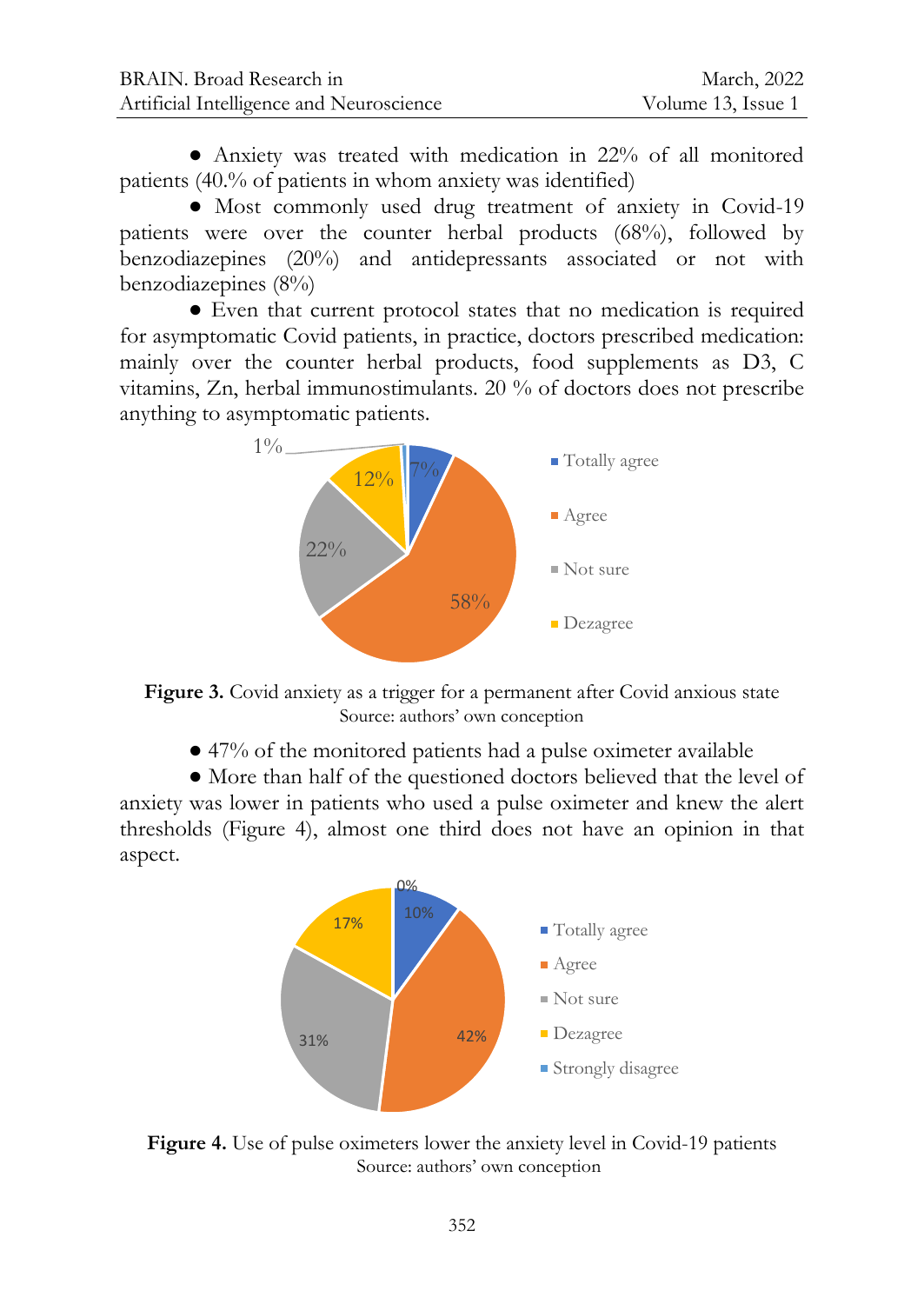- Anxiety was treated with medication in 22% of all monitored patients (40.% of patients in whom anxiety was identified)
- Most commonly used drug treatment of anxiety in Covid-19 patients were over the counter herbal products (68%), followed by benzodiazepines (20%) and antidepressants associated or not with benzodiazepines (8%)
- Even that current protocol states that no medication is required for asymptomatic Covid patients, in practice, doctors prescribed medication: mainly over the counter herbal products, food supplements as D3, C vitamins, Zn, herbal immunostimulants. 20 % of doctors does not prescribe anything to asymptomatic patients.

**Figure 3.** Covid anxiety as a trigger for a permanent after Covid anxious state
Source: authors' own conception

- 47% of the monitored patients had a pulse oximeter available
- More than half of the questioned doctors believed that the level of anxiety was lower in patients who used a pulse oximeter and knew the alert thresholds (Figure 4), almost one third does not have an opinion in that aspect.

**Figure 4.** Use of pulse oximeters lower the anxiety level in Covid-19 patients
Source: authors' own conception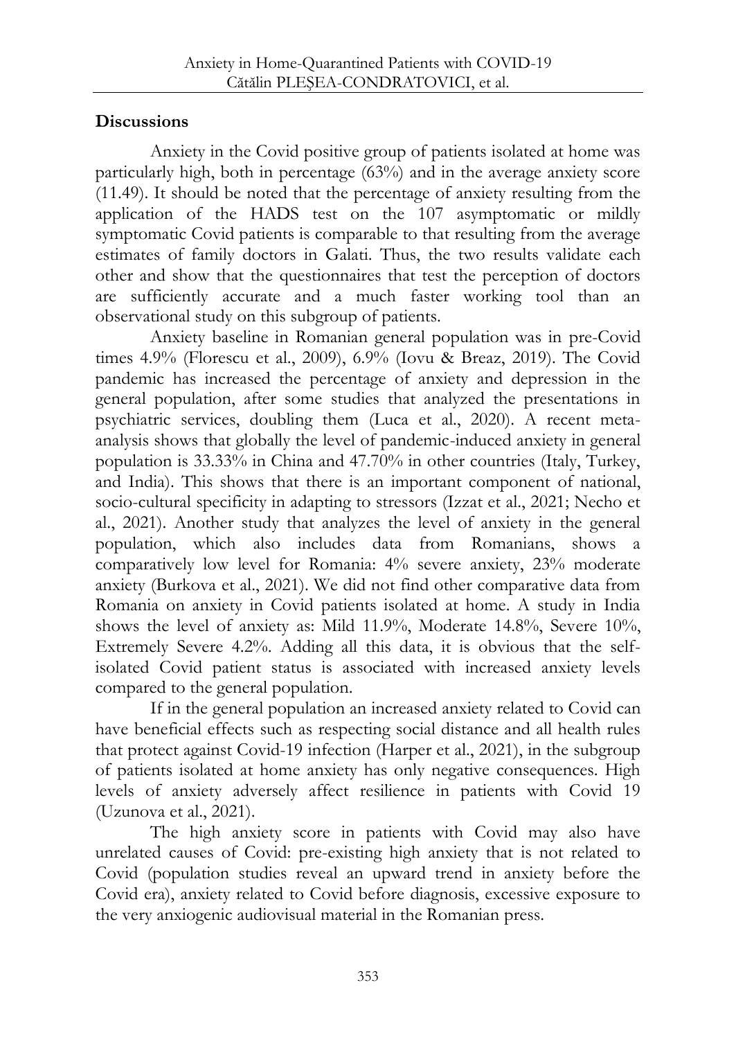## Discussions

Anxiety in the Covid positive group of patients isolated at home was particularly high, both in percentage (63%) and in the average anxiety score (11.49). It should be noted that the percentage of anxiety resulting from the application of the HADS test on the 107 asymptomatic or mildly symptomatic Covid patients is comparable to that resulting from the average estimates of family doctors in Galati. Thus, the two results validate each other and show that the questionnaires that test the perception of doctors are sufficiently accurate and a much faster working tool than an observational study on this subgroup of patients.

Anxiety baseline in Romanian general population was in pre-Covid times 4.9% (Florescu et al., 2009), 6.9% (Iovu & Breaz, 2019). The Covid pandemic has increased the percentage of anxiety and depression in the general population, after some studies that analyzed the presentations in psychiatric services, doubling them (Luca et al., 2020). A recent meta-analysis shows that globally the level of pandemic-induced anxiety in general population is 33.33% in China and 47.70% in other countries (Italy, Turkey, and India). This shows that there is an important component of national, socio-cultural specificity in adapting to stressors (Izzat et al., 2021; Necho et al., 2021). Another study that analyzes the level of anxiety in the general population, which also includes data from Romanians, shows a comparatively low level for Romania: 4% severe anxiety, 23% moderate anxiety (Burkova et al., 2021). We did not find other comparative data from Romania on anxiety in Covid patients isolated at home. A study in India shows the level of anxiety as: Mild 11.9%, Moderate 14.8%, Severe 10%, Extremely Severe 4.2%. Adding all this data, it is obvious that the self-isolated Covid patient status is associated with increased anxiety levels compared to the general population.

If in the general population an increased anxiety related to Covid can have beneficial effects such as respecting social distance and all health rules that protect against Covid-19 infection (Harper et al., 2021), in the subgroup of patients isolated at home anxiety has only negative consequences. High levels of anxiety adversely affect resilience in patients with Covid 19 (Uzunova et al., 2021).

The high anxiety score in patients with Covid may also have unrelated causes of Covid: pre-existing high anxiety that is not related to Covid (population studies reveal an upward trend in anxiety before the Covid era), anxiety related to Covid before diagnosis, excessive exposure to the very anxiogenic audiovisual material in the Romanian press.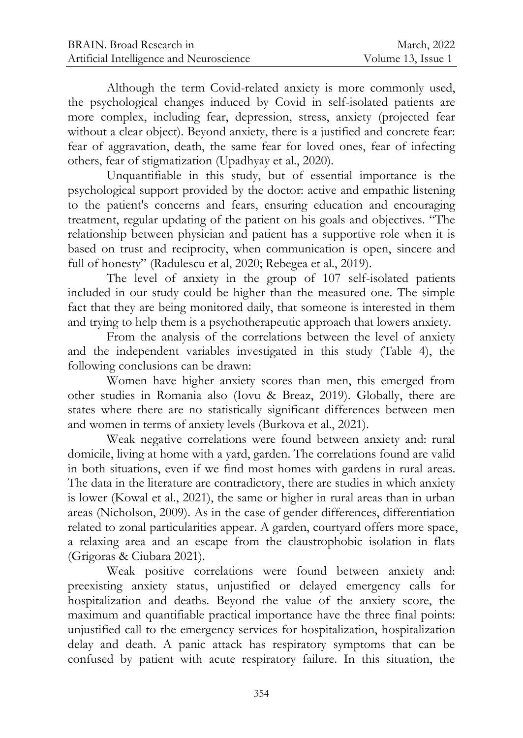Although the term Covid-related anxiety is more commonly used, the psychological changes induced by Covid in self-isolated patients are more complex, including fear, depression, stress, anxiety (projected fear without a clear object). Beyond anxiety, there is a justified and concrete fear: fear of aggravation, death, the same fear for loved ones, fear of infecting others, fear of stigmatization (Upadhyay et al., 2020).

Unquantifiable in this study, but of essential importance is the psychological support provided by the doctor: active and empathic listening to the patient's concerns and fears, ensuring education and encouraging treatment, regular updating of the patient on his goals and objectives. "The relationship between physician and patient has a supportive role when it is based on trust and reciprocity, when communication is open, sincere and full of honesty" (Radulescu et al, 2020; Rebegea et al., 2019).

The level of anxiety in the group of 107 self-isolated patients included in our study could be higher than the measured one. The simple fact that they are being monitored daily, that someone is interested in them and trying to help them is a psychotherapeutic approach that lowers anxiety.

From the analysis of the correlations between the level of anxiety and the independent variables investigated in this study (Table 4), the following conclusions can be drawn:

Women have higher anxiety scores than men, this emerged from other studies in Romania also (Iovu & Breaz, 2019). Globally, there are states where there are no statistically significant differences between men and women in terms of anxiety levels (Burkova et al., 2021).

Weak negative correlations were found between anxiety and: rural domicile, living at home with a yard, garden. The correlations found are valid in both situations, even if we find most homes with gardens in rural areas. The data in the literature are contradictory, there are studies in which anxiety is lower (Kowal et al., 2021), the same or higher in rural areas than in urban areas (Nicholson, 2009). As in the case of gender differences, differentiation related to zonal particularities appear. A garden, courtyard offers more space, a relaxing area and an escape from the claustrophobic isolation in flats (Grigoras & Ciubara 2021).

Weak positive correlations were found between anxiety and: preexisting anxiety status, unjustified or delayed emergency calls for hospitalization and deaths. Beyond the value of the anxiety score, the maximum and quantifiable practical importance have the three final points: unjustified call to the emergency services for hospitalization, hospitalization delay and death. A panic attack has respiratory symptoms that can be confused by patient with acute respiratory failure. In this situation, the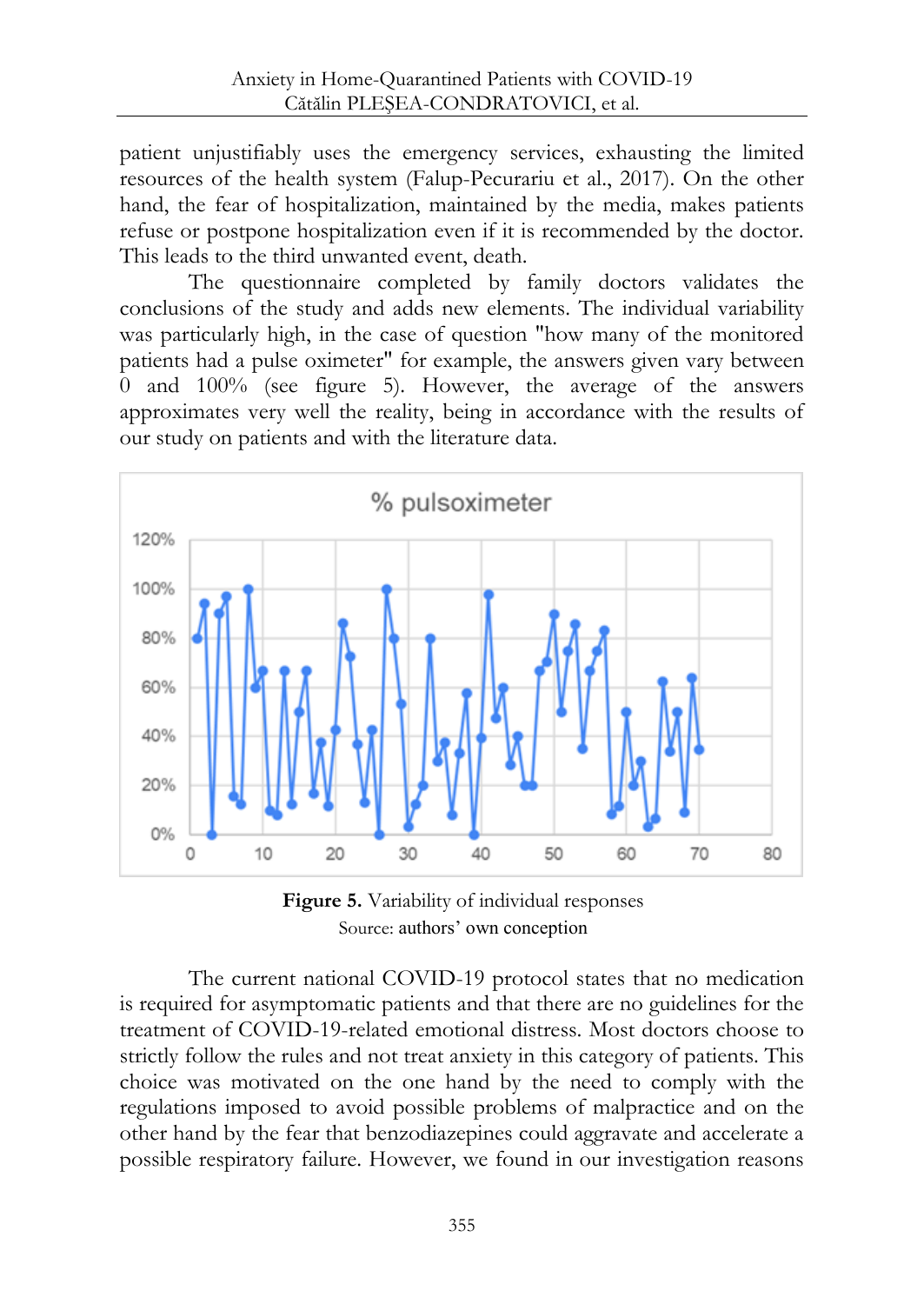patient unjustifiably uses the emergency services, exhausting the limited resources of the health system (Falup-Pecurariu et al., 2017). On the other hand, the fear of hospitalization, maintained by the media, makes patients refuse or postpone hospitalization even if it is recommended by the doctor. This leads to the third unwanted event, death.

The questionnaire completed by family doctors validates the conclusions of the study and adds new elements. The individual variability was particularly high, in the case of question "how many of the monitored patients had a pulse oximeter" for example, the answers given vary between 0 and 100% (see figure 5). However, the average of the answers approximates very well the reality, being in accordance with the results of our study on patients and with the literature data.

**Figure 5.** Variability of individual responses
Source: authors' own conception

The current national COVID-19 protocol states that no medication is required for asymptomatic patients and that there are no guidelines for the treatment of COVID-19-related emotional distress. Most doctors choose to strictly follow the rules and not treat anxiety in this category of patients. This choice was motivated on the one hand by the need to comply with the regulations imposed to avoid possible problems of malpractice and on the other hand by the fear that benzodiazepines could aggravate and accelerate a possible respiratory failure. However, we found in our investigation reasons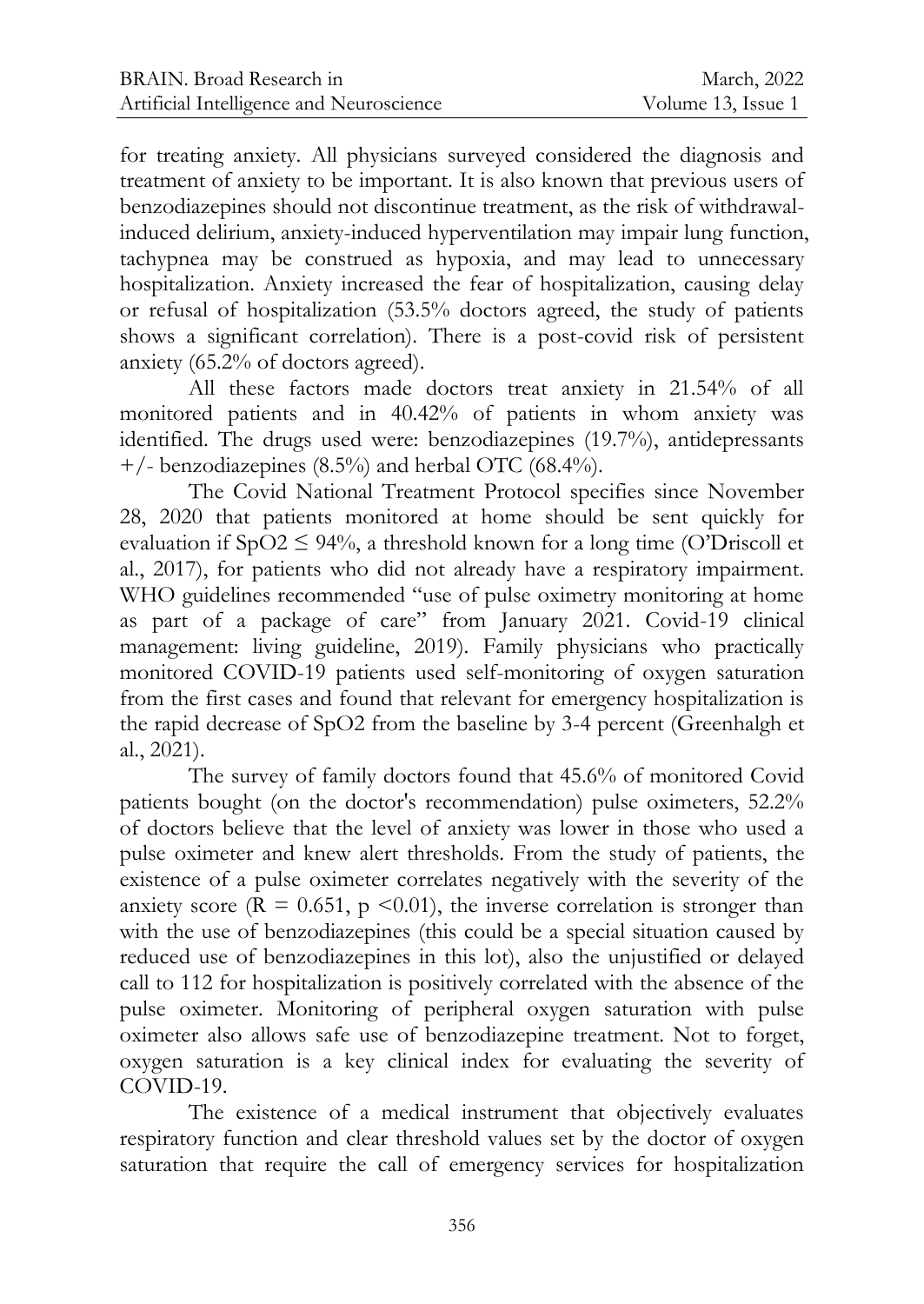for treating anxiety. All physicians surveyed considered the diagnosis and treatment of anxiety to be important. It is also known that previous users of benzodiazepines should not discontinue treatment, as the risk of withdrawal-induced delirium, anxiety-induced hyperventilation may impair lung function, tachypnea may be construed as hypoxia, and may lead to unnecessary hospitalization. Anxiety increased the fear of hospitalization, causing delay or refusal of hospitalization (53.5% doctors agreed, the study of patients shows a significant correlation). There is a post-covid risk of persistent anxiety (65.2% of doctors agreed).

All these factors made doctors treat anxiety in 21.54% of all monitored patients and in 40.42% of patients in whom anxiety was identified. The drugs used were: benzodiazepines (19.7%), antidepressants +/- benzodiazepines (8.5%) and herbal OTC (68.4%).

The Covid National Treatment Protocol specifies since November 28, 2020 that patients monitored at home should be sent quickly for evaluation if $SpO2 \leq 94\%$, a threshold known for a long time (O'Driscoll et al., 2017), for patients who did not already have a respiratory impairment. WHO guidelines recommended "use of pulse oximetry monitoring at home as part of a package of care" from January 2021. Covid-19 clinical management: living guideline, 2019). Family physicians who practically monitored COVID-19 patients used self-monitoring of oxygen saturation from the first cases and found that relevant for emergency hospitalization is the rapid decrease of SpO2 from the baseline by 3-4 percent (Greenhalgh et al., 2021).

The survey of family doctors found that 45.6% of monitored Covid patients bought (on the doctor's recommendation) pulse oximeters, 52.2% of doctors believe that the level of anxiety was lower in those who used a pulse oximeter and knew alert thresholds. From the study of patients, the existence of a pulse oximeter correlates negatively with the severity of the anxiety score ($R = 0.651$, $p < 0.01$), the inverse correlation is stronger than with the use of benzodiazepines (this could be a special situation caused by reduced use of benzodiazepines in this lot), also the unjustified or delayed call to 112 for hospitalization is positively correlated with the absence of the pulse oximeter. Monitoring of peripheral oxygen saturation with pulse oximeter also allows safe use of benzodiazepine treatment. Not to forget, oxygen saturation is a key clinical index for evaluating the severity of COVID-19.

The existence of a medical instrument that objectively evaluates respiratory function and clear threshold values set by the doctor of oxygen saturation that require the call of emergency services for hospitalization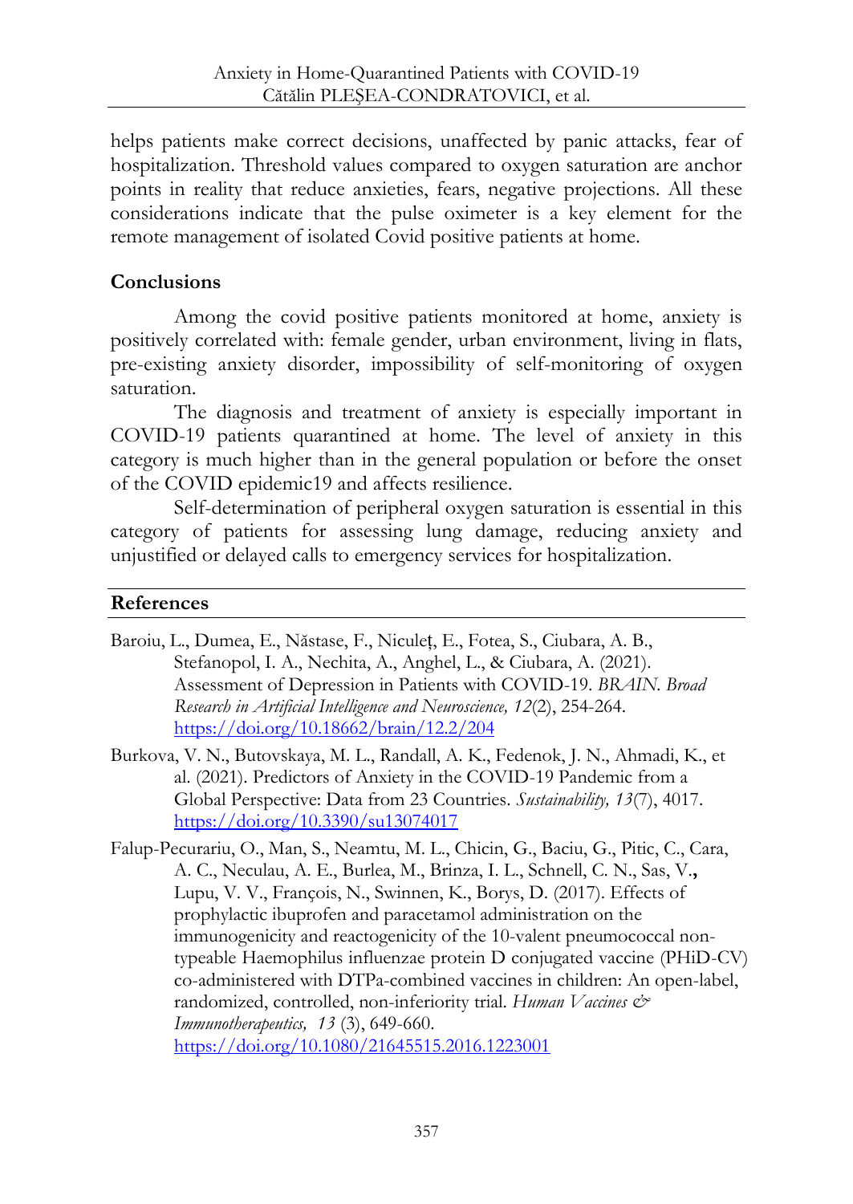helps patients make correct decisions, unaffected by panic attacks, fear of hospitalization. Threshold values compared to oxygen saturation are anchor points in reality that reduce anxieties, fears, negative projections. All these considerations indicate that the pulse oximeter is a key element for the remote management of isolated Covid positive patients at home.

## Conclusions

Among the covid positive patients monitored at home, anxiety is positively correlated with: female gender, urban environment, living in flats, pre-existing anxiety disorder, impossibility of self-monitoring of oxygen saturation.

The diagnosis and treatment of anxiety is especially important in COVID-19 patients quarantined at home. The level of anxiety in this category is much higher than in the general population or before the onset of the COVID epidemic19 and affects resilience.

Self-determination of peripheral oxygen saturation is essential in this category of patients for assessing lung damage, reducing anxiety and unjustified or delayed calls to emergency services for hospitalization.

## References

Baroiu, L., Dumea, E., Năstase, F., Niculeț, E., Fotea, S., Ciubara, A. B., Stefanopol, I. A., Nechita, A., Anghel, L., & Ciubara, A. (2021). Assessment of Depression in Patients with COVID-19. *BRAIN. Broad Research in Artificial Intelligence and Neuroscience, 12*(2), 254-264. https://doi.org/10.18662/brain/12.2/204

Burkova, V. N., Butovskaya, M. L., Randall, A. K., Fedenok, J. N., Ahmadi, K., et al. (2021). Predictors of Anxiety in the COVID-19 Pandemic from a Global Perspective: Data from 23 Countries. *Sustainability, 13*(7), 4017. https://doi.org/10.3390/su13074017

Falup-Pecurariu, O., Man, S., Neamtu, M. L., Chicin, G., Baciu, G., Pitic, C., Cara, A. C., Neculau, A. E., Burlea, M., Brinza, I. L., Schnell, C. N., Sas, V., Lupu, V. V., François, N., Swinnen, K., Borys, D. (2017). Effects of prophylactic ibuprofen and paracetamol administration on the immunogenicity and reactogenicity of the 10-valent pneumococcal non-typeable Haemophilus influenzae protein D conjugated vaccine (PHiD-CV) co-administered with DTPa-combined vaccines in children: An open-label, randomized, controlled, non-inferiority trial. *Human Vaccines & Immunotherapeutics, 13* (3), 649-660. https://doi.org/10.1080/21645515.2016.1223001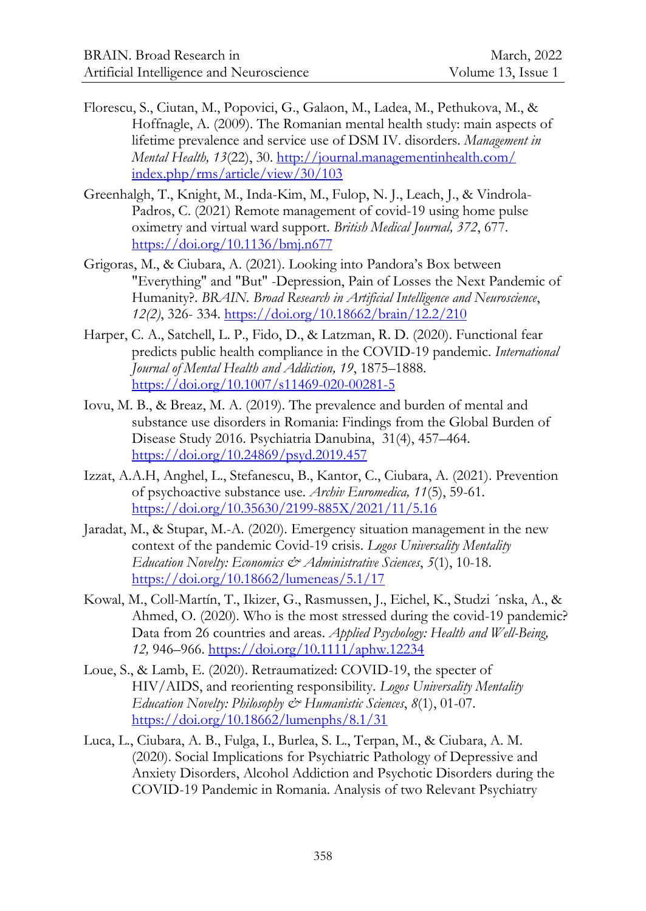Florescu, S., Ciutan, M., Popovici, G., Galaon, M., Ladea, M., Pethukova, M., & Hoffnagle, A. (2009). The Romanian mental health study: main aspects of lifetime prevalence and service use of DSM IV. disorders. *Management in Mental Health, 13*(22), 30. http://journal.managementinhealth.com/index.php/rms/article/view/30/103

Greenhalgh, T., Knight, M., Inda-Kim, M., Fulop, N. J., Leach, J., & Vindrola-Padros, C. (2021) Remote management of covid-19 using home pulse oximetry and virtual ward support. *British Medical Journal, 372*, 677. https://doi.org/10.1136/bmj.n677

Grigoras, M., & Ciubara, A. (2021). Looking into Pandora's Box between "Everything" and "But" -Depression, Pain of Losses the Next Pandemic of Humanity?. *BRAIN. Broad Research in Artificial Intelligence and Neuroscience*, *12(2)*, 326- 334. https://doi.org/10.18662/brain/12.2/210

Harper, C. A., Satchell, L. P., Fido, D., & Latzman, R. D. (2020). Functional fear predicts public health compliance in the COVID-19 pandemic. *International Journal of Mental Health and Addiction, 19*, 1875–1888. https://doi.org/10.1007/s11469-020-00281-5

Iovu, M. B., & Breaz, M. A. (2019). The prevalence and burden of mental and substance use disorders in Romania: Findings from the Global Burden of Disease Study 2016. Psychiatria Danubina, 31(4), 457–464. https://doi.org/10.24869/psyd.2019.457

Izzat, A.A.H, Anghel, L., Stefanescu, B., Kantor, C., Ciubara, A. (2021). Prevention of psychoactive substance use. *Archiv Euromedica, 11*(5), 59-61. https://doi.org/10.35630/2199-885X/2021/11/5.16

Jaradat, M., & Stupar, M.-A. (2020). Emergency situation management in the new context of the pandemic Covid-19 crisis. *Logos Universality Mentality Education Novelty: Economics & Administrative Sciences*, *5*(1), 10-18. https://doi.org/10.18662/lumeneas/5.1/17

Kowal, M., Coll-Martín, T., Ikizer, G., Rasmussen, J., Eichel, K., Studzi ´nska, A., & Ahmed, O. (2020). Who is the most stressed during the covid-19 pandemic? Data from 26 countries and areas. *Applied Psychology: Health and Well-Being, 12,* 946–966. https://doi.org/10.1111/aphw.12234

Loue, S., & Lamb, E. (2020). Retraumatized: COVID-19, the specter of HIV/AIDS, and reorienting responsibility. *Logos Universality Mentality Education Novelty: Philosophy & Humanistic Sciences*, *8*(1), 01-07. https://doi.org/10.18662/lumenphs/8.1/31

Luca, L., Ciubara, A. B., Fulga, I., Burlea, S. L., Terpan, M., & Ciubara, A. M. (2020). Social Implications for Psychiatric Pathology of Depressive and Anxiety Disorders, Alcohol Addiction and Psychotic Disorders during the COVID-19 Pandemic in Romania. Analysis of two Relevant Psychiatry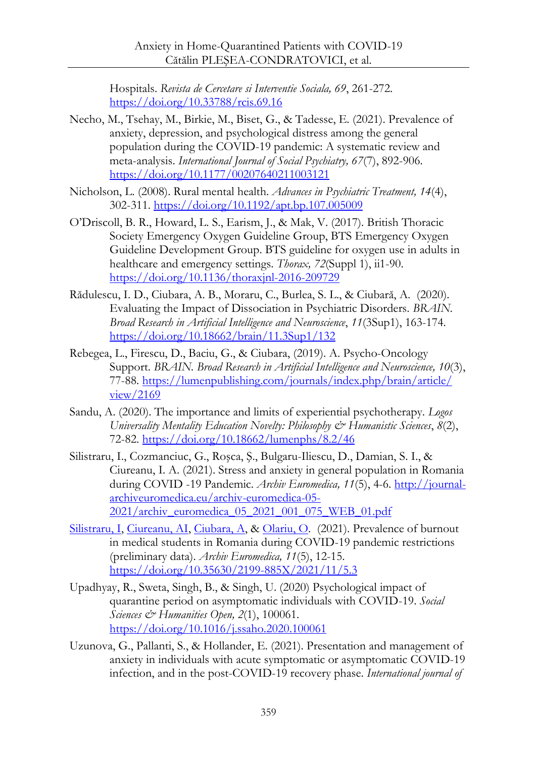Hospitals. *Revista de Cercetare si Interventie Sociala, 69*, 261-272. https://doi.org/10.33788/rcis.69.16

Necho, M., Tsehay, M., Birkie, M., Biset, G., & Tadesse, E. (2021). Prevalence of anxiety, depression, and psychological distress among the general population during the COVID-19 pandemic: A systematic review and meta-analysis. *International Journal of Social Psychiatry, 67*(7), 892-906. https://doi.org/10.1177/00207640211003121

Nicholson, L. (2008). Rural mental health. *Advances in Psychiatric Treatment, 14*(4), 302-311. https://doi.org/10.1192/apt.bp.107.005009

O'Driscoll, B. R., Howard, L. S., Earism, J., & Mak, V. (2017). British Thoracic Society Emergency Oxygen Guideline Group, BTS Emergency Oxygen Guideline Development Group. BTS guideline for oxygen use in adults in healthcare and emergency settings. *Thorax, 72*(Suppl 1), ii1-90. https://doi.org/10.1136/thoraxjnl-2016-209729

Rădulescu, I. D., Ciubara, A. B., Moraru, C., Burlea, S. L., & Ciubară, A. (2020). Evaluating the Impact of Dissociation in Psychiatric Disorders. *BRAIN. Broad Research in Artificial Intelligence and Neuroscience*, *11*(3Sup1), 163-174. https://doi.org/10.18662/brain/11.3Sup1/132

Rebegea, L., Firescu, D., Baciu, G., & Ciubara, (2019). A. Psycho-Oncology Support. *BRAIN. Broad Research in Artificial Intelligence and Neuroscience, 10*(3), 77-88. https://lumenpublishing.com/journals/index.php/brain/article/view/2169

Sandu, A. (2020). The importance and limits of experiential psychotherapy. *Logos Universality Mentality Education Novelty: Philosophy & Humanistic Sciences*, *8*(2), 72-82. https://doi.org/10.18662/lumenphs/8.2/46

Silistraru, I., Cozmanciuc, G., Roşca, Ş., Bulgaru-Iliescu, D., Damian, S. I., & Ciureanu, I. A. (2021). Stress and anxiety in general population in Romania during COVID -19 Pandemic. *Archiv Euromedica, 11*(5), 4-6. http://journal-archiveuromedica.eu/archiv-euromedica-05-2021/archiv_euromedica_05_2021_001_075_WEB_01.pdf

Silistraru, I, Ciureanu, AI, Ciubara, A, & Olariu, O. (2021). Prevalence of burnout in medical students in Romania during COVID-19 pandemic restrictions (preliminary data). *Archiv Euromedica, 11*(5), 12-15. https://doi.org/10.35630/2199-885X/2021/11/5.3

Upadhyay, R., Sweta, Singh, B., & Singh, U. (2020) Psychological impact of quarantine period on asymptomatic individuals with COVID-19. *Social Sciences & Humanities Open, 2*(1), 100061. https://doi.org/10.1016/j.ssaho.2020.100061

Uzunova, G., Pallanti, S., & Hollander, E. (2021). Presentation and management of anxiety in individuals with acute symptomatic or asymptomatic COVID-19 infection, and in the post-COVID-19 recovery phase. *International journal of*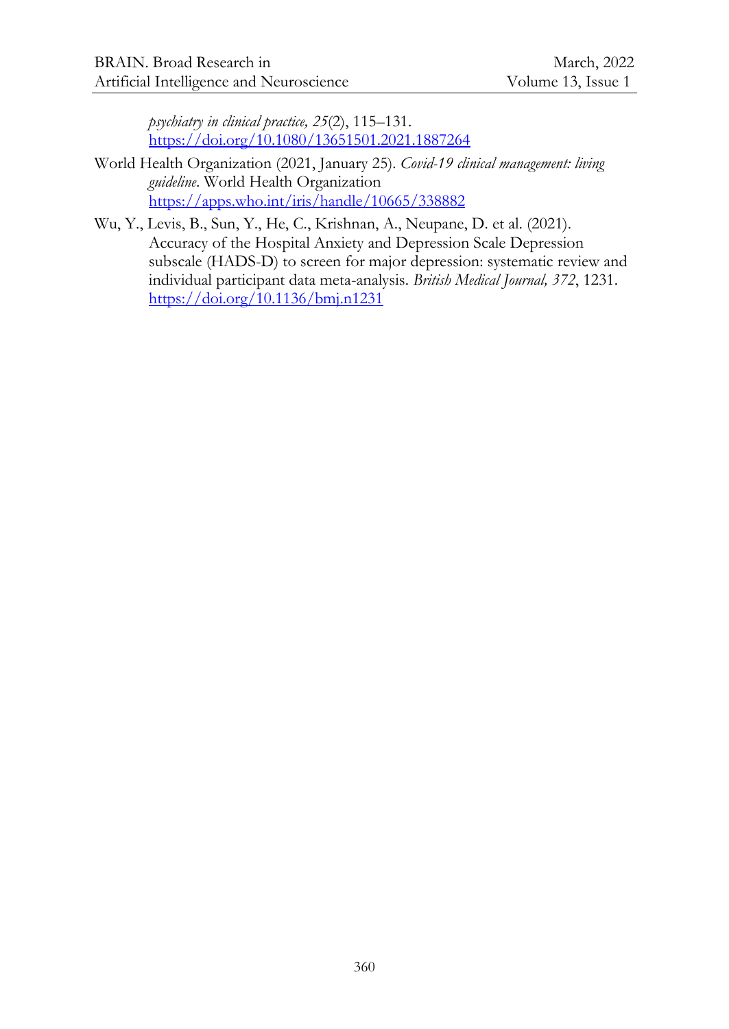*psychiatry in clinical practice, 25*(2), 115–131. https://doi.org/10.1080/13651501.2021.1887264

World Health Organization (2021, January 25). *Covid-19 clinical management: living guideline*. World Health Organization https://apps.who.int/iris/handle/10665/338882

Wu, Y., Levis, B., Sun, Y., He, C., Krishnan, A., Neupane, D. et al. (2021). Accuracy of the Hospital Anxiety and Depression Scale Depression subscale (HADS-D) to screen for major depression: systematic review and individual participant data meta-analysis. *British Medical Journal, 372*, 1231. https://doi.org/10.1136/bmj.n1231